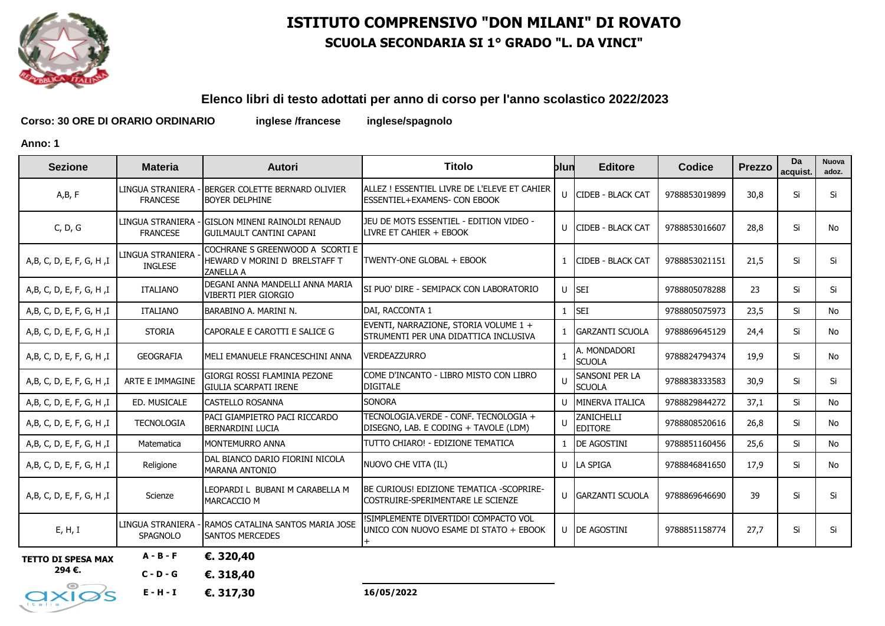# ISTITUTO COMPRENSIVO "DON MILANI" DI ROVATO

## SCUOLA SECONDARIA SI 1° GRADO "L. DA VINCI"

### Elenco libri di testo adottati per anno di corso per l'anno scolastico 2022/2023

**Corso: 30 ORE DI ORARIO ORDINARIO** **inglese /francese** **inglese/spagnolo**

**Anno: 1**

| Sezione | Materia | Autori | Titolo | olun | Editore | Codice | Prezzo | Da acquist. | Nuova adoz. |
|---|---|---|---|---|---|---|---|---|---|
| A,B, F | LINGUA STRANIERA - FRANCESE | BERGER COLETTE BERNARD OLIVIER BOYER DELPHINE | ALLEZ ! ESSENTIEL LIVRE DE L'ELEVE ET CAHIER ESSENTIEL+EXAMENS- CON EBOOK | U | CIDEB - BLACK CAT | 9788853019899 | 30,8 | Si | Si |
| C, D, G | LINGUA STRANIERA - FRANCESE | GISLON MINENI RAINOLDI RENAUD GUILMAULT CANTINI CAPANI | JEU DE MOTS ESSENTIEL - EDITION VIDEO - LIVRE ET CAHIER + EBOOK | U | CIDEB - BLACK CAT | 9788853016607 | 28,8 | Si | No |
| A,B, C, D, E, F, G, H ,I | LINGUA STRANIERA - INGLESE | COCHRANE S GREENWOOD A SCORTI E HEWARD V MORINI D BRELSTAFF T ZANELLA A | TWENTY-ONE GLOBAL + EBOOK | 1 | CIDEB - BLACK CAT | 9788853021151 | 21,5 | Si | Si |
| A,B, C, D, E, F, G, H ,I | ITALIANO | DEGANI ANNA MANDELLI ANNA MARIA VIBERTI PIER GIORGIO | SI PUO' DIRE - SEMIPACK CON LABORATORIO | U | SEI | 9788805078288 | 23 | Si | Si |
| A,B, C, D, E, F, G, H ,I | ITALIANO | BARABINO A. MARINI N. | DAI, RACCONTA 1 | 1 | SEI | 9788805075973 | 23,5 | Si | No |
| A,B, C, D, E, F, G, H ,I | STORIA | CAPORALE E CAROTTI E SALICE G | EVENTI, NARRAZIONE, STORIA VOLUME 1 + STRUMENTI PER UNA DIDATTICA INCLUSIVA | 1 | GARZANTI SCUOLA | 9788869645129 | 24,4 | Si | No |
| A,B, C, D, E, F, G, H ,I | GEOGRAFIA | MELI EMANUELE FRANCESCHINI ANNA | VERDEAZZURRO | 1 | A. MONDADORI SCUOLA | 9788824794374 | 19,9 | Si | No |
| A,B, C, D, E, F, G, H ,I | ARTE E IMMAGINE | GIORGI ROSSI FLAMINIA PEZONE GIULIA SCARPATI IRENE | COME D'INCANTO - LIBRO MISTO CON LIBRO DIGITALE | U | SANSONI PER LA SCUOLA | 9788838333583 | 30,9 | Si | Si |
| A,B, C, D, E, F, G, H ,I | ED. MUSICALE | CASTELLO ROSANNA | SONORA | U | MINERVA ITALICA | 9788829844272 | 37,1 | Si | No |
| A,B, C, D, E, F, G, H ,I | TECNOLOGIA | PACI GIAMPIETRO PACI RICCARDO BERNARDINI LUCIA | TECNOLOGIA.VERDE - CONF. TECNOLOGIA + DISEGNO, LAB. E CODING + TAVOLE (LDM) | U | ZANICHELLI EDITORE | 9788808520616 | 26,8 | Si | No |
| A,B, C, D, E, F, G, H ,I | Matematica | MONTEMURRO ANNA | TUTTO CHIARO! - EDIZIONE TEMATICA | 1 | DE AGOSTINI | 9788851160456 | 25,6 | Si | No |
| A,B, C, D, E, F, G, H ,I | Religione | DAL BIANCO DARIO FIORINI NICOLA MARANA ANTONIO | NUOVO CHE VITA (IL) | U | LA SPIGA | 9788846841650 | 17,9 | Si | No |
| A,B, C, D, E, F, G, H ,I | Scienze | LEOPARDI L BUBANI M CARABELLA M MARCACCIO M | BE CURIOUS! EDIZIONE TEMATICA -SCOPRIRE-COSTRUIRE-SPERIMENTARE LE SCIENZE | U | GARZANTI SCUOLA | 9788869646690 | 39 | Si | Si |
| E, H, I | LINGUA STRANIERA - SPAGNOLO | RAMOS CATALINA SANTOS MARIA JOSE SANTOS MERCEDES | !SIMPLEMENTE DIVERTIDO! COMPACTO VOL UNICO CON NUOVO ESAME DI STATO + EBOOK + | U | DE AGOSTINI | 9788851158774 | 27,7 | Si | Si |

**TETTO DI SPESA MAX 294 €.**

| | |
|---|---|
| **A - B - F** | **€. 320,40** |
| **C - D - G** | **€. 318,40** |
| **E - H - I** | **€. 317,30** |

**16/05/2022**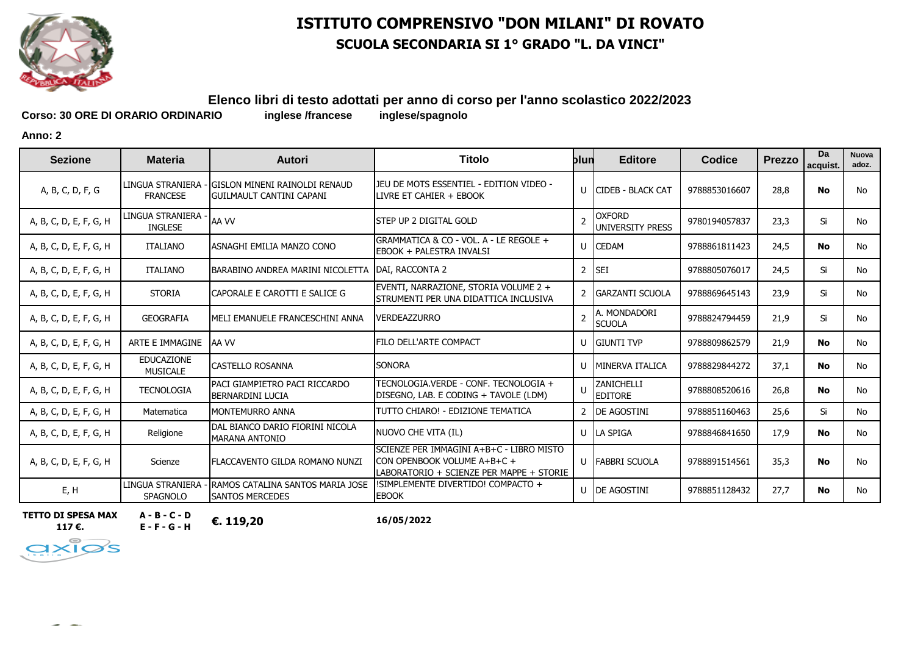# ISTITUTO COMPRENSIVO "DON MILANI" DI ROVATO

## SCUOLA SECONDARIA SI 1° GRADO "L. DA VINCI"

### Elenco libri di testo adottati per anno di corso per l'anno scolastico 2022/2023

**Corso: 30 ORE DI ORARIO ORDINARIO** **inglese /francese** **inglese/spagnolo**

**Anno: 2**

| Sezione | Materia | Autori | Titolo | Volum | Editore | Codice | Prezzo | Da acquist. | Nuova adoz. |
|---|---|---|---|---|---|---|---|---|---|
| A, B, C, D, F, G | LINGUA STRANIERA - FRANCESE | GISLON MINENI RAINOLDI RENAUD GUILMAULT CANTINI CAPANI | JEU DE MOTS ESSENTIEL - EDITION VIDEO - LIVRE ET CAHIER + EBOOK | U | CIDEB - BLACK CAT | 9788853016607 | 28,8 | **No** | No |
| A, B, C, D, E, F, G, H | LINGUA STRANIERA - INGLESE | AA VV | STEP UP 2 DIGITAL GOLD | 2 | OXFORD UNIVERSITY PRESS | 9780194057837 | 23,3 | Si | No |
| A, B, C, D, E, F, G, H | ITALIANO | ASNAGHI EMILIA MANZO CONO | GRAMMATICA & CO - VOL. A - LE REGOLE + EBOOK + PALESTRA INVALSI | U | CEDAM | 9788861811423 | 24,5 | **No** | No |
| A, B, C, D, E, F, G, H | ITALIANO | BARABINO ANDREA MARINI NICOLETTA | DAI, RACCONTA 2 | 2 | SEI | 9788805076017 | 24,5 | Si | No |
| A, B, C, D, E, F, G, H | STORIA | CAPORALE E CAROTTI E SALICE G | EVENTI, NARRAZIONE, STORIA VOLUME 2 + STRUMENTI PER UNA DIDATTICA INCLUSIVA | 2 | GARZANTI SCUOLA | 9788869645143 | 23,9 | Si | No |
| A, B, C, D, E, F, G, H | GEOGRAFIA | MELI EMANUELE FRANCESCHINI ANNA | VERDEAZZURRO | 2 | A. MONDADORI SCUOLA | 9788824794459 | 21,9 | Si | No |
| A, B, C, D, E, F, G, H | ARTE E IMMAGINE | AA VV | FILO DELL'ARTE COMPACT | U | GIUNTI TVP | 9788809862579 | 21,9 | **No** | No |
| A, B, C, D, E, F, G, H | EDUCAZIONE MUSICALE | CASTELLO ROSANNA | SONORA | U | MINERVA ITALICA | 9788829844272 | 37,1 | **No** | No |
| A, B, C, D, E, F, G, H | TECNOLOGIA | PACI GIAMPIETRO PACI RICCARDO BERNARDINI LUCIA | TECNOLOGIA.VERDE - CONF. TECNOLOGIA + DISEGNO, LAB. E CODING + TAVOLE (LDM) | U | ZANICHELLI EDITORE | 9788808520616 | 26,8 | **No** | No |
| A, B, C, D, E, F, G, H | Matematica | MONTEMURRO ANNA | TUTTO CHIARO! - EDIZIONE TEMATICA | 2 | DE AGOSTINI | 9788851160463 | 25,6 | Si | No |
| A, B, C, D, E, F, G, H | Religione | DAL BIANCO DARIO FIORINI NICOLA MARANA ANTONIO | NUOVO CHE VITA (IL) | U | LA SPIGA | 9788846841650 | 17,9 | **No** | No |
| A, B, C, D, E, F, G, H | Scienze | FLACCAVENTO GILDA ROMANO NUNZI | SCIENZE PER IMMAGINI A+B+C - LIBRO MISTO CON OPENBOOK VOLUME A+B+C + LABORATORIO + SCIENZE PER MAPPE + STORIE | U | FABBRI SCUOLA | 9788891514561 | 35,3 | **No** | No |
| E, H | LINGUA STRANIERA - SPAGNOLO | RAMOS CATALINA SANTOS MARIA JOSE SANTOS MERCEDES | !SIMPLEMENTE DIVERTIDO! COMPACTO + EBOOK | U | DE AGOSTINI | 9788851128432 | 27,7 | **No** | No |

**TETTO DI SPESA MAX 117 €.** **A - B - C - D E - F - G - H** **€. 119,20** **16/05/2022**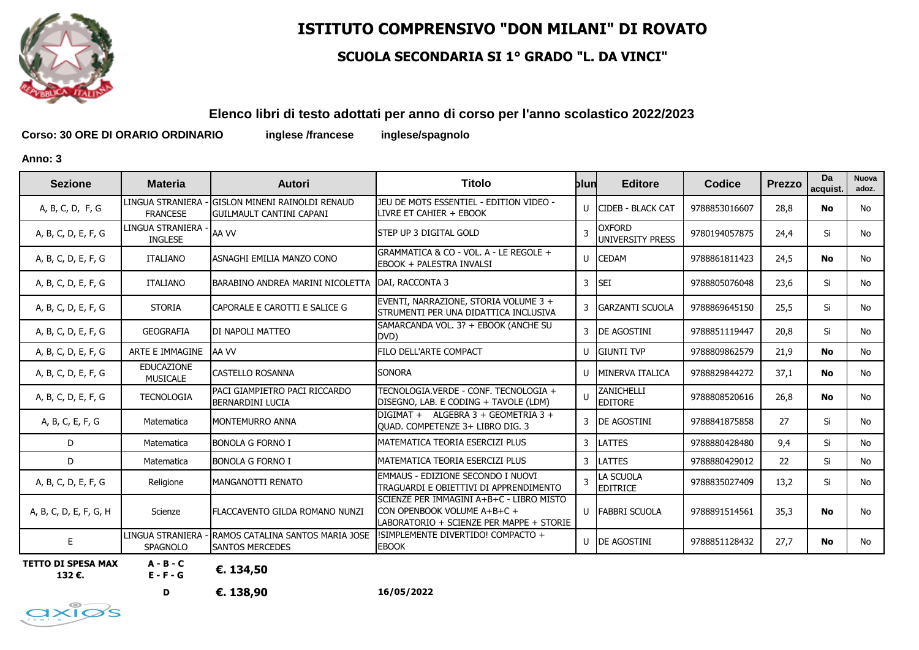# ISTITUTO COMPRENSIVO "DON MILANI" DI ROVATO

## SCUOLA SECONDARIA SI 1° GRADO "L. DA VINCI"

### Elenco libri di testo adottati per anno di corso per l'anno scolastico 2022/2023

**Corso: 30 ORE DI ORARIO ORDINARIO** **inglese /francese** **inglese/spagnolo**

**Anno: 3**

| Sezione | Materia | Autori | Titolo | blun | Editore | Codice | Prezzo | Da acquist. | Nuova adoz. |
|---|---|---|---|---|---|---|---|---|---|
| A, B, C, D, F, G | LINGUA STRANIERA - FRANCESE | GISLON MINENI RAINOLDI RENAUD GUILMAULT CANTINI CAPANI | JEU DE MOTS ESSENTIEL - EDITION VIDEO - LIVRE ET CAHIER + EBOOK | U | CIDEB - BLACK CAT | 9788853016607 | 28,8 | **No** | No |
| A, B, C, D, E, F, G | LINGUA STRANIERA - INGLESE | AA VV | STEP UP 3 DIGITAL GOLD | 3 | OXFORD UNIVERSITY PRESS | 9780194057875 | 24,4 | Si | No |
| A, B, C, D, E, F, G | ITALIANO | ASNAGHI EMILIA MANZO CONO | GRAMMATICA & CO - VOL. A - LE REGOLE + EBOOK + PALESTRA INVALSI | U | CEDAM | 9788861811423 | 24,5 | **No** | No |
| A, B, C, D, E, F, G | ITALIANO | BARABINO ANDREA MARINI NICOLETTA | DAI, RACCONTA 3 | 3 | SEI | 9788805076048 | 23,6 | Si | No |
| A, B, C, D, E, F, G | STORIA | CAPORALE E CAROTTI E SALICE G | EVENTI, NARRAZIONE, STORIA VOLUME 3 + STRUMENTI PER UNA DIDATTICA INCLUSIVA | 3 | GARZANTI SCUOLA | 9788869645150 | 25,5 | Si | No |
| A, B, C, D, E, F, G | GEOGRAFIA | DI NAPOLI MATTEO | SAMARCANDA VOL. 3? + EBOOK (ANCHE SU DVD) | 3 | DE AGOSTINI | 9788851119447 | 20,8 | Si | No |
| A, B, C, D, E, F, G | ARTE E IMMAGINE | AA VV | FILO DELL'ARTE COMPACT | U | GIUNTI TVP | 9788809862579 | 21,9 | **No** | No |
| A, B, C, D, E, F, G | EDUCAZIONE MUSICALE | CASTELLO ROSANNA | SONORA | U | MINERVA ITALICA | 9788829844272 | 37,1 | **No** | No |
| A, B, C, D, E, F, G | TECNOLOGIA | PACI GIAMPIETRO PACI RICCARDO BERNARDINI LUCIA | TECNOLOGIA.VERDE - CONF. TECNOLOGIA + DISEGNO, LAB. E CODING + TAVOLE (LDM) | U | ZANICHELLI EDITORE | 9788808520616 | 26,8 | **No** | No |
| A, B, C, E, F, G | Matematica | MONTEMURRO ANNA | DIGIMAT + ALGEBRA 3 + GEOMETRIA 3 + QUAD. COMPETENZE 3+ LIBRO DIG. 3 | 3 | DE AGOSTINI | 9788841875858 | 27 | Si | No |
| D | Matematica | BONOLA G FORNO I | MATEMATICA TEORIA ESERCIZI PLUS | 3 | LATTES | 9788880428480 | 9,4 | Si | No |
| D | Matematica | BONOLA G FORNO I | MATEMATICA TEORIA ESERCIZI PLUS | 3 | LATTES | 9788880429012 | 22 | Si | No |
| A, B, C, D, E, F, G | Religione | MANGANOTTI RENATO | EMMAUS - EDIZIONE SECONDO I NUOVI TRAGUARDI E OBIETTIVI DI APPRENDIMENTO | 3 | LA SCUOLA EDITRICE | 9788835027409 | 13,2 | Si | No |
| A, B, C, D, E, F, G, H | Scienze | FLACCAVENTO GILDA ROMANO NUNZI | SCIENZE PER IMMAGINI A+B+C - LIBRO MISTO CON OPENBOOK VOLUME A+B+C + LABORATORIO + SCIENZE PER MAPPE + STORIE | U | FABBRI SCUOLA | 9788891514561 | 35,3 | **No** | No |
| E | LINGUA STRANIERA - SPAGNOLO | RAMOS CATALINA SANTOS MARIA JOSE SANTOS MERCEDES | !SIMPLEMENTE DIVERTIDO! COMPACTO + EBOOK | U | DE AGOSTINI | 9788851128432 | 27,7 | **No** | No |

**TETTO DI SPESA MAX 132 €.**

**A - B - C E - F - G** **€. 134,50**

**D** **€. 138,90**

**16/05/2022**